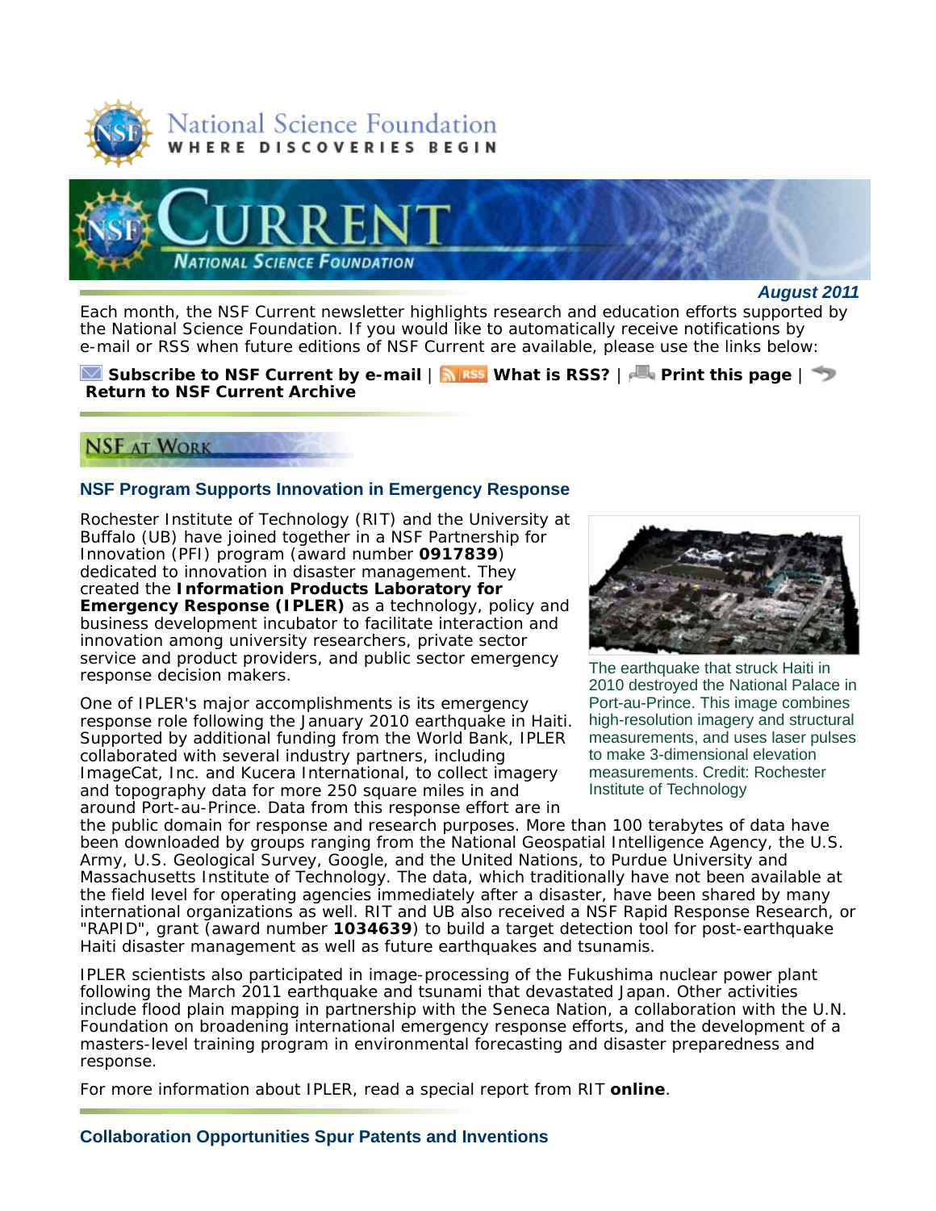National Science Foundation
WHERE DISCOVERIES BEGIN

# CURRENT
NATIONAL SCIENCE FOUNDATION

***August 2011***

Each month, the NSF Current newsletter highlights research and education efforts supported by the National Science Foundation. If you would like to automatically receive notifications by e-mail or RSS when future editions of NSF Current are available, please use the links below:

**Subscribe to NSF Current by e-mail** | **What is RSS?** | **Print this page** | **Return to NSF Current Archive**

## NSF AT WORK

### NSF Program Supports Innovation in Emergency Response

Rochester Institute of Technology (RIT) and the University at Buffalo (UB) have joined together in a NSF Partnership for Innovation (PFI) program (award number **0917839**) dedicated to innovation in disaster management. They created the **Information Products Laboratory for Emergency Response (IPLER)** as a technology, policy and business development incubator to facilitate interaction and innovation among university researchers, private sector service and product providers, and public sector emergency response decision makers.

The earthquake that struck Haiti in 2010 destroyed the National Palace in Port-au-Prince. This image combines high-resolution imagery and structural measurements, and uses laser pulses to make 3-dimensional elevation measurements. Credit: Rochester Institute of Technology

One of IPLER's major accomplishments is its emergency response role following the January 2010 earthquake in Haiti. Supported by additional funding from the World Bank, IPLER collaborated with several industry partners, including ImageCat, Inc. and Kucera International, to collect imagery and topography data for more 250 square miles in and around Port-au-Prince. Data from this response effort are in the public domain for response and research purposes. More than 100 terabytes of data have been downloaded by groups ranging from the National Geospatial Intelligence Agency, the U.S. Army, U.S. Geological Survey, Google, and the United Nations, to Purdue University and Massachusetts Institute of Technology. The data, which traditionally have not been available at the field level for operating agencies immediately after a disaster, have been shared by many international organizations as well. RIT and UB also received a NSF Rapid Response Research, or "RAPID", grant (award number **1034639**) to build a target detection tool for post-earthquake Haiti disaster management as well as future earthquakes and tsunamis.

IPLER scientists also participated in image-processing of the Fukushima nuclear power plant following the March 2011 earthquake and tsunami that devastated Japan. Other activities include flood plain mapping in partnership with the Seneca Nation, a collaboration with the U.N. Foundation on broadening international emergency response efforts, and the development of a masters-level training program in environmental forecasting and disaster preparedness and response.

For more information about IPLER, read a special report from RIT **online**.

### Collaboration Opportunities Spur Patents and Inventions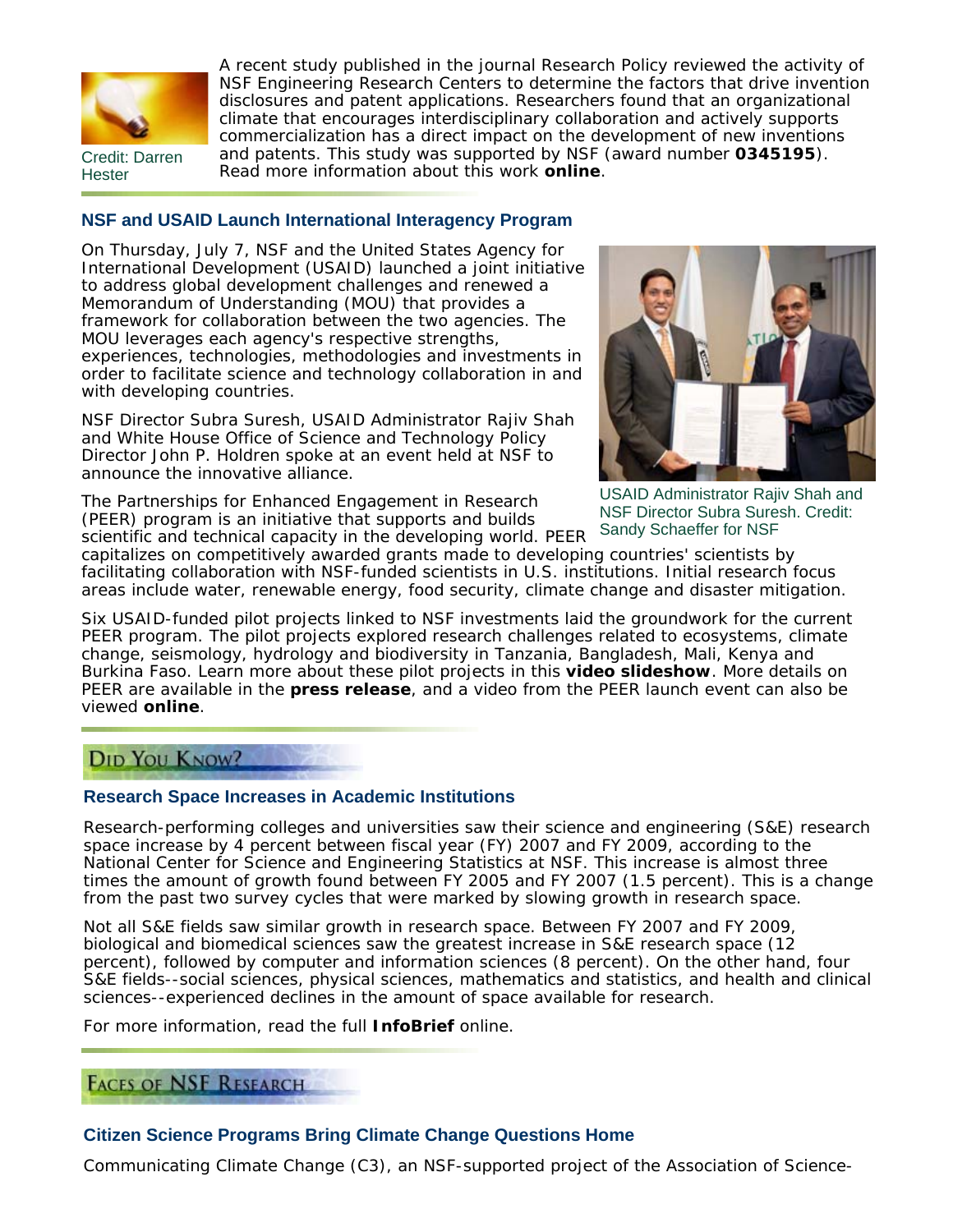Credit: Darren Hester

A recent study published in the journal Research Policy reviewed the activity of NSF Engineering Research Centers to determine the factors that drive invention disclosures and patent applications. Researchers found that an organizational climate that encourages interdisciplinary collaboration and actively supports commercialization has a direct impact on the development of new inventions and patents. This study was supported by NSF (award number **0345195**). Read more information about this work **online**.

### NSF and USAID Launch International Interagency Program

On Thursday, July 7, NSF and the United States Agency for International Development (USAID) launched a joint initiative to address global development challenges and renewed a Memorandum of Understanding (MOU) that provides a framework for collaboration between the two agencies. The MOU leverages each agency's respective strengths, experiences, technologies, methodologies and investments in order to facilitate science and technology collaboration in and with developing countries.

NSF Director Subra Suresh, USAID Administrator Rajiv Shah and White House Office of Science and Technology Policy Director John P. Holdren spoke at an event held at NSF to announce the innovative alliance.

USAID Administrator Rajiv Shah and NSF Director Subra Suresh. Credit: Sandy Schaeffer for NSF

The Partnerships for Enhanced Engagement in Research (PEER) program is an initiative that supports and builds scientific and technical capacity in the developing world. PEER capitalizes on competitively awarded grants made to developing countries' scientists by facilitating collaboration with NSF-funded scientists in U.S. institutions. Initial research focus areas include water, renewable energy, food security, climate change and disaster mitigation.

Six USAID-funded pilot projects linked to NSF investments laid the groundwork for the current PEER program. The pilot projects explored research challenges related to ecosystems, climate change, seismology, hydrology and biodiversity in Tanzania, Bangladesh, Mali, Kenya and Burkina Faso. Learn more about these pilot projects in this **video slideshow**. More details on PEER are available in the **press release**, and a video from the PEER launch event can also be viewed **online**.

## Did You Know?

### Research Space Increases in Academic Institutions

Research-performing colleges and universities saw their science and engineering (S&E) research space increase by 4 percent between fiscal year (FY) 2007 and FY 2009, according to the National Center for Science and Engineering Statistics at NSF. This increase is almost three times the amount of growth found between FY 2005 and FY 2007 (1.5 percent). This is a change from the past two survey cycles that were marked by slowing growth in research space.

Not all S&E fields saw similar growth in research space. Between FY 2007 and FY 2009, biological and biomedical sciences saw the greatest increase in S&E research space (12 percent), followed by computer and information sciences (8 percent). On the other hand, four S&E fields--social sciences, physical sciences, mathematics and statistics, and health and clinical sciences--experienced declines in the amount of space available for research.

For more information, read the full **InfoBrief** online.

## Faces of NSF Research

### Citizen Science Programs Bring Climate Change Questions Home

Communicating Climate Change (C3), an NSF-supported project of the Association of Science-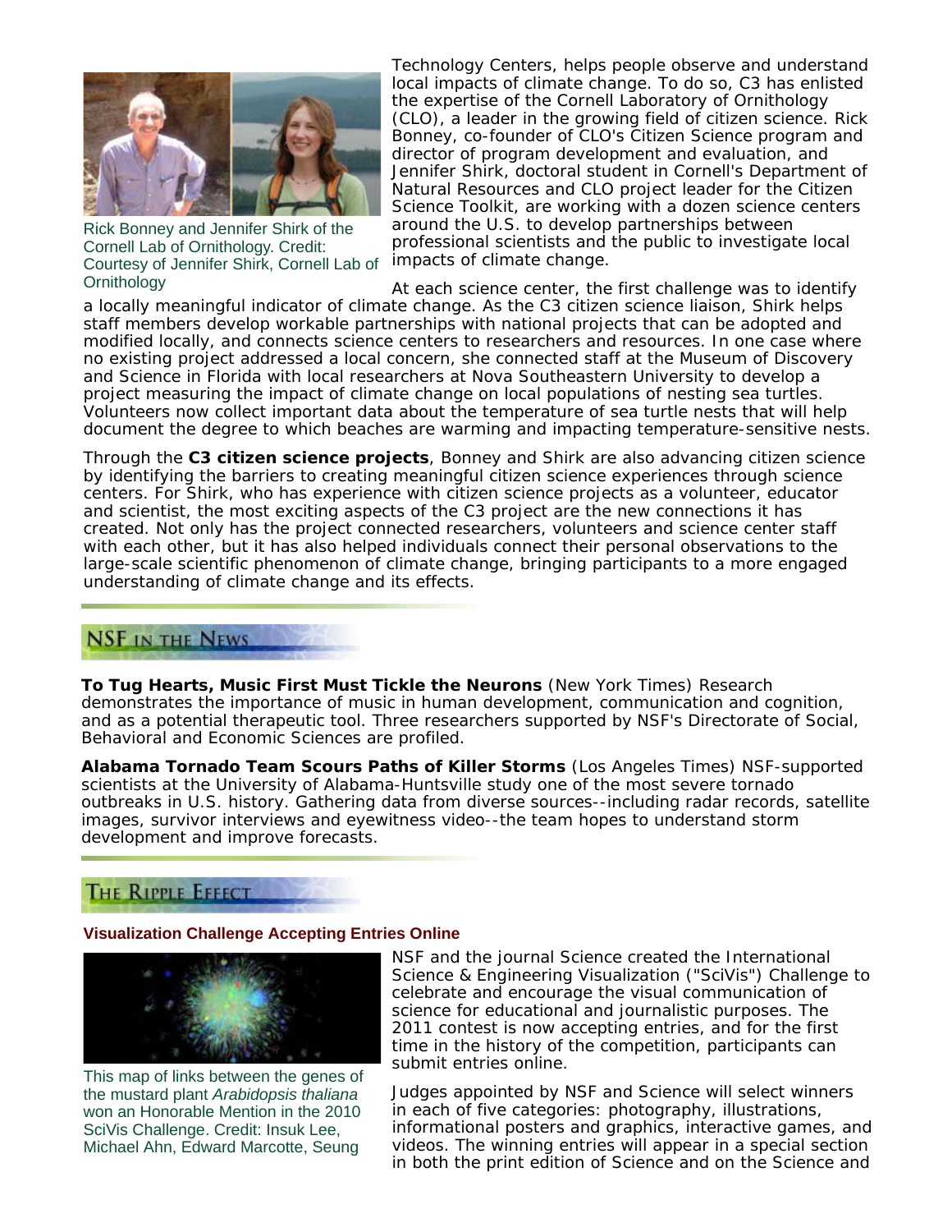Rick Bonney and Jennifer Shirk of the Cornell Lab of Ornithology. Credit: Courtesy of Jennifer Shirk, Cornell Lab of Ornithology

Technology Centers, helps people observe and understand local impacts of climate change. To do so, C3 has enlisted the expertise of the Cornell Laboratory of Ornithology (CLO), a leader in the growing field of citizen science. Rick Bonney, co-founder of CLO's Citizen Science program and director of program development and evaluation, and Jennifer Shirk, doctoral student in Cornell's Department of Natural Resources and CLO project leader for the Citizen Science Toolkit, are working with a dozen science centers around the U.S. to develop partnerships between professional scientists and the public to investigate local impacts of climate change.

At each science center, the first challenge was to identify a locally meaningful indicator of climate change. As the C3 citizen science liaison, Shirk helps staff members develop workable partnerships with national projects that can be adopted and modified locally, and connects science centers to researchers and resources. In one case where no existing project addressed a local concern, she connected staff at the Museum of Discovery and Science in Florida with local researchers at Nova Southeastern University to develop a project measuring the impact of climate change on local populations of nesting sea turtles. Volunteers now collect important data about the temperature of sea turtle nests that will help document the degree to which beaches are warming and impacting temperature-sensitive nests.

Through the **C3 citizen science projects**, Bonney and Shirk are also advancing citizen science by identifying the barriers to creating meaningful citizen science experiences through science centers. For Shirk, who has experience with citizen science projects as a volunteer, educator and scientist, the most exciting aspects of the C3 project are the new connections it has created. Not only has the project connected researchers, volunteers and science center staff with each other, but it has also helped individuals connect their personal observations to the large-scale scientific phenomenon of climate change, bringing participants to a more engaged understanding of climate change and its effects.

## NSF in the News

**To Tug Hearts, Music First Must Tickle the Neurons** (New York Times) Research demonstrates the importance of music in human development, communication and cognition, and as a potential therapeutic tool. Three researchers supported by NSF's Directorate of Social, Behavioral and Economic Sciences are profiled.

**Alabama Tornado Team Scours Paths of Killer Storms** (Los Angeles Times) NSF-supported scientists at the University of Alabama-Huntsville study one of the most severe tornado outbreaks in U.S. history. Gathering data from diverse sources--including radar records, satellite images, survivor interviews and eyewitness video--the team hopes to understand storm development and improve forecasts.

## The Ripple Effect

### Visualization Challenge Accepting Entries Online

This map of links between the genes of the mustard plant *Arabidopsis thaliana* won an Honorable Mention in the 2010 SciVis Challenge. Credit: Insuk Lee, Michael Ahn, Edward Marcotte, Seung

NSF and the journal Science created the International Science & Engineering Visualization ("SciVis") Challenge to celebrate and encourage the visual communication of science for educational and journalistic purposes. The 2011 contest is now accepting entries, and for the first time in the history of the competition, participants can submit entries online.

Judges appointed by NSF and Science will select winners in each of five categories: photography, illustrations, informational posters and graphics, interactive games, and videos. The winning entries will appear in a special section in both the print edition of Science and on the Science and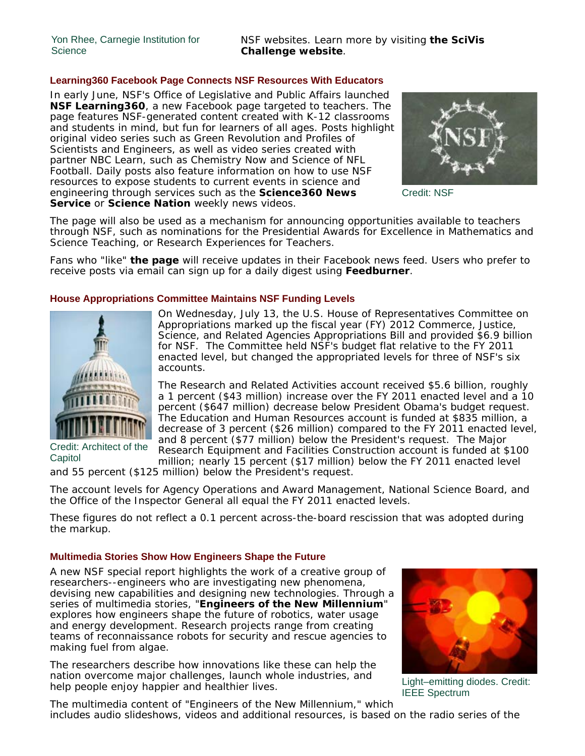Yon Rhee, Carnegie Institution for Science

NSF websites. Learn more by visiting **the SciVis Challenge website**.

### Learning360 Facebook Page Connects NSF Resources With Educators

In early June, NSF's Office of Legislative and Public Affairs launched **NSF Learning360**, a new Facebook page targeted to teachers. The page features NSF-generated content created with K-12 classrooms and students in mind, but fun for learners of all ages. Posts highlight original video series such as Green Revolution and Profiles of Scientists and Engineers, as well as video series created with partner NBC Learn, such as Chemistry Now and Science of NFL Football. Daily posts also feature information on how to use NSF resources to expose students to current events in science and engineering through services such as the **Science360 News Service** or **Science Nation** weekly news videos.

Credit: NSF

The page will also be used as a mechanism for announcing opportunities available to teachers through NSF, such as nominations for the Presidential Awards for Excellence in Mathematics and Science Teaching, or Research Experiences for Teachers.

Fans who "like" **the page** will receive updates in their Facebook news feed. Users who prefer to receive posts via email can sign up for a daily digest using **Feedburner**.

### House Appropriations Committee Maintains NSF Funding Levels

Credit: Architect of the Capitol

On Wednesday, July 13, the U.S. House of Representatives Committee on Appropriations marked up the fiscal year (FY) 2012 Commerce, Justice, Science, and Related Agencies Appropriations Bill and provided $6.9 billion for NSF. The Committee held NSF's budget flat relative to the FY 2011 enacted level, but changed the appropriated levels for three of NSF's six accounts.

The Research and Related Activities account received $5.6 billion, roughly a 1 percent ($43 million) increase over the FY 2011 enacted level and a 10 percent ($647 million) decrease below President Obama's budget request. The Education and Human Resources account is funded at $835 million, a decrease of 3 percent ($26 million) compared to the FY 2011 enacted level, and 8 percent ($77 million) below the President's request. The Major Research Equipment and Facilities Construction account is funded at $100 million; nearly 15 percent ($17 million) below the FY 2011 enacted level and 55 percent ($125 million) below the President's request.

The account levels for Agency Operations and Award Management, National Science Board, and the Office of the Inspector General all equal the FY 2011 enacted levels.

These figures do not reflect a 0.1 percent across-the-board rescission that was adopted during the markup.

### Multimedia Stories Show How Engineers Shape the Future

A new NSF special report highlights the work of a creative group of researchers--engineers who are investigating new phenomena, devising new capabilities and designing new technologies. Through a series of multimedia stories, "**Engineers of the New Millennium**" explores how engineers shape the future of robotics, water usage and energy development. Research projects range from creating teams of reconnaissance robots for security and rescue agencies to making fuel from algae.

The researchers describe how innovations like these can help the nation overcome major challenges, launch whole industries, and help people enjoy happier and healthier lives.

Light–emitting diodes. Credit: IEEE Spectrum

The multimedia content of "Engineers of the New Millennium," which includes audio slideshows, videos and additional resources, is based on the radio series of the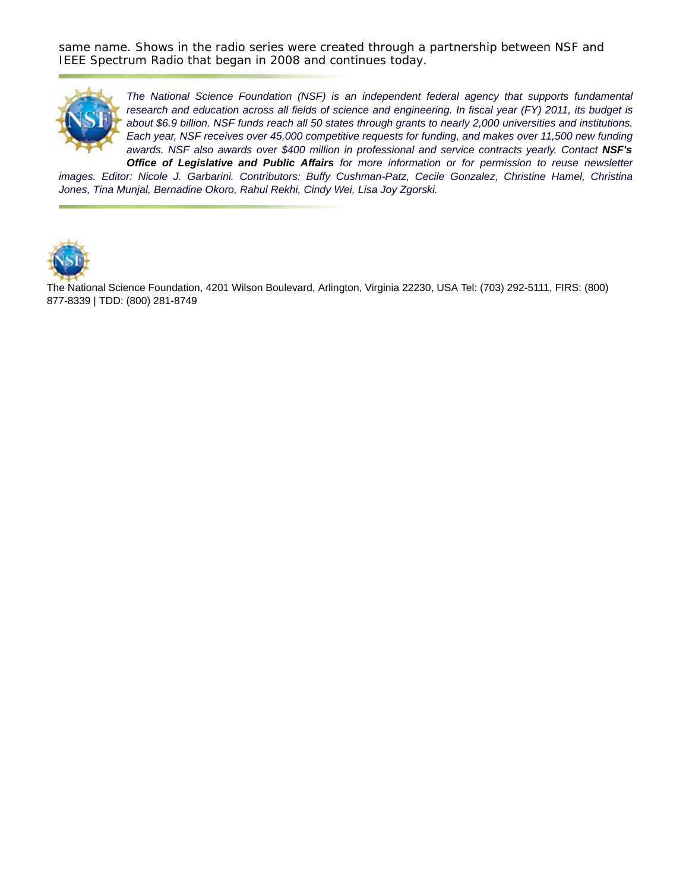same name. Shows in the radio series were created through a partnership between NSF and IEEE Spectrum Radio that began in 2008 and continues today.

*The National Science Foundation (NSF) is an independent federal agency that supports fundamental research and education across all fields of science and engineering. In fiscal year (FY) 2011, its budget is about $6.9 billion. NSF funds reach all 50 states through grants to nearly 2,000 universities and institutions. Each year, NSF receives over 45,000 competitive requests for funding, and makes over 11,500 new funding awards. NSF also awards over $400 million in professional and service contracts yearly. Contact **NSF's Office of Legislative and Public Affairs** for more information or for permission to reuse newsletter images. Editor: Nicole J. Garbarini. Contributors: Buffy Cushman-Patz, Cecile Gonzalez, Christine Hamel, Christina Jones, Tina Munjal, Bernadine Okoro, Rahul Rekhi, Cindy Wei, Lisa Joy Zgorski.*

The National Science Foundation, 4201 Wilson Boulevard, Arlington, Virginia 22230, USA Tel: (703) 292-5111, FIRS: (800) 877-8339 | TDD: (800) 281-8749